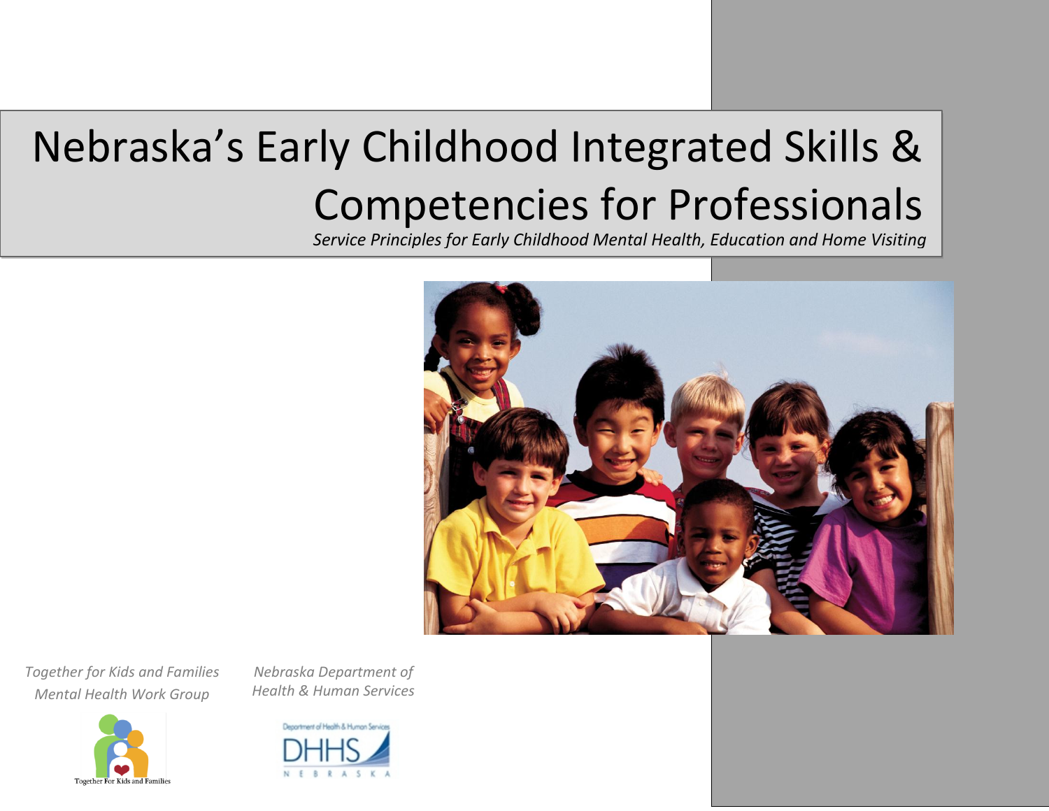# Nebraska's Early Childhood Integrated Skills & Competencies for Professionals

*Service Principles for Early Childhood Mental Health, Education and Home Visiting*

*Together for Kids and Families Mental Health Work Group*

*Nebraska Department of Health & Human Services*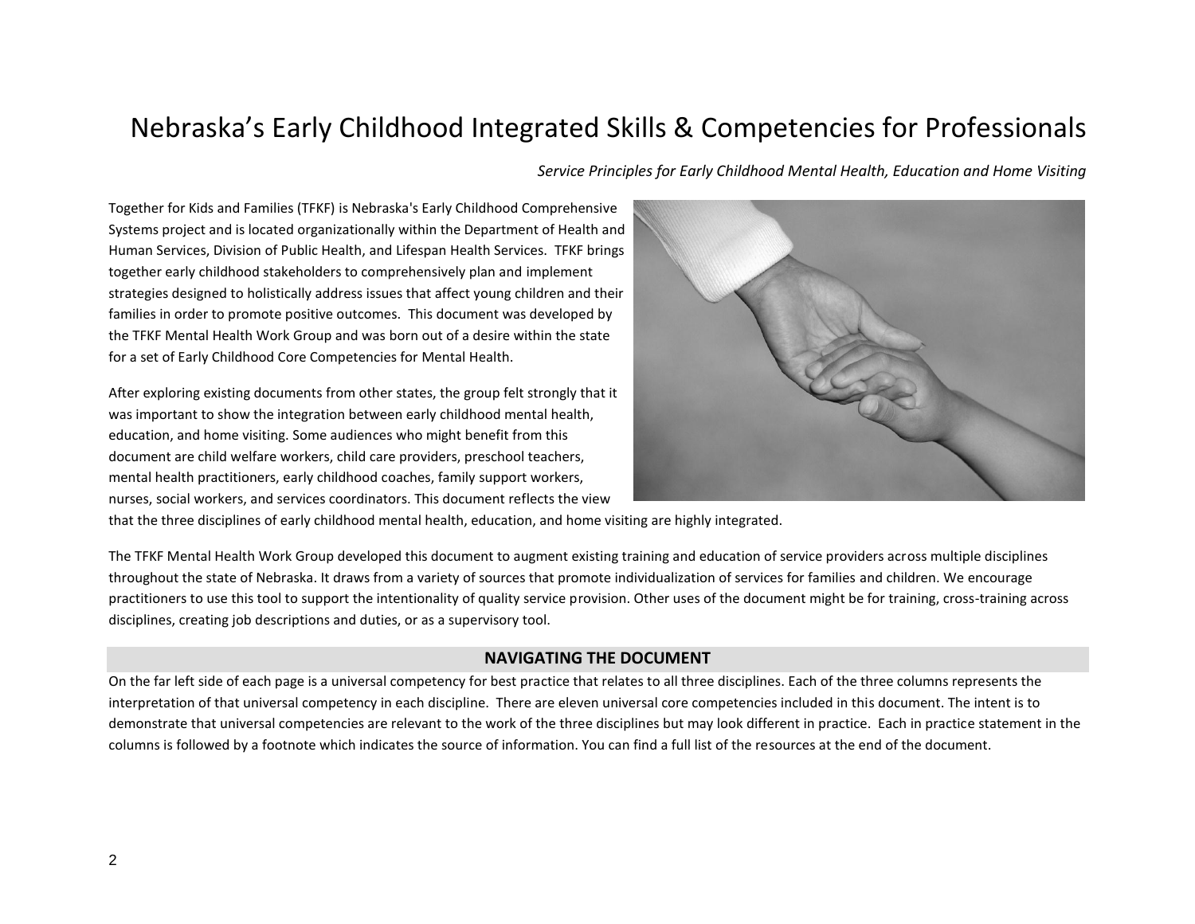# Nebraska's Early Childhood Integrated Skills & Competencies for Professionals

*Service Principles for Early Childhood Mental Health, Education and Home Visiting*

Together for Kids and Families (TFKF) is Nebraska's Early Childhood Comprehensive Systems project and is located organizationally within the Department of Health and Human Services, Division of Public Health, and Lifespan Health Services. TFKF brings together early childhood stakeholders to comprehensively plan and implement strategies designed to holistically address issues that affect young children and their families in order to promote positive outcomes. This document was developed by the TFKF Mental Health Work Group and was born out of a desire within the state for a set of Early Childhood Core Competencies for Mental Health.

After exploring existing documents from other states, the group felt strongly that it was important to show the integration between early childhood mental health, education, and home visiting. Some audiences who might benefit from this document are child welfare workers, child care providers, preschool teachers, mental health practitioners, early childhood coaches, family support workers, nurses, social workers, and services coordinators. This document reflects the view that the three disciplines of early childhood mental health, education, and home visiting are highly integrated.

The TFKF Mental Health Work Group developed this document to augment existing training and education of service providers across multiple disciplines throughout the state of Nebraska. It draws from a variety of sources that promote individualization of services for families and children. We encourage practitioners to use this tool to support the intentionality of quality service provision. Other uses of the document might be for training, cross-training across disciplines, creating job descriptions and duties, or as a supervisory tool.

## NAVIGATING THE DOCUMENT

On the far left side of each page is a universal competency for best practice that relates to all three disciplines. Each of the three columns represents the interpretation of that universal competency in each discipline. There are eleven universal core competencies included in this document. The intent is to demonstrate that universal competencies are relevant to the work of the three disciplines but may look different in practice. Each in practice statement in the columns is followed by a footnote which indicates the source of information. You can find a full list of the resources at the end of the document.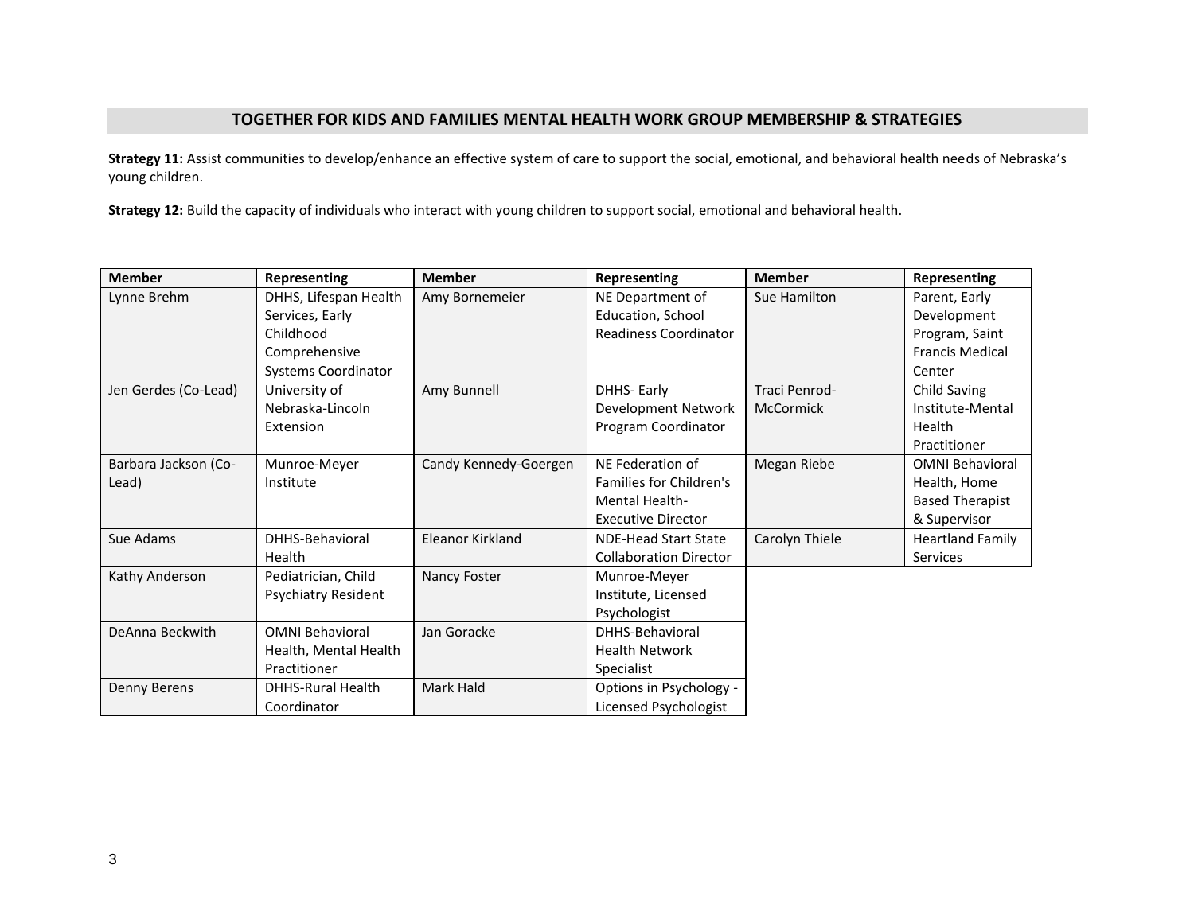## TOGETHER FOR KIDS AND FAMILIES MENTAL HEALTH WORK GROUP MEMBERSHIP & STRATEGIES

**Strategy 11:** Assist communities to develop/enhance an effective system of care to support the social, emotional, and behavioral health needs of Nebraska's young children.

**Strategy 12:** Build the capacity of individuals who interact with young children to support social, emotional and behavioral health.

| Member | Representing | Member | Representing | Member | Representing |
|---|---|---|---|---|---|
| Lynne Brehm | DHHS, Lifespan Health Services, Early Childhood Comprehensive Systems Coordinator | Amy Bornemeier | NE Department of Education, School Readiness Coordinator | Sue Hamilton | Parent, Early Development Program, Saint Francis Medical Center |
| Jen Gerdes (Co-Lead) | University of Nebraska-Lincoln Extension | Amy Bunnell | DHHS- Early Development Network Program Coordinator | Traci Penrod-McCormick | Child Saving Institute-Mental Health Practitioner |
| Barbara Jackson (Co-Lead) | Munroe-Meyer Institute | Candy Kennedy-Goergen | NE Federation of Families for Children's Mental Health-Executive Director | Megan Riebe | OMNI Behavioral Health, Home Based Therapist & Supervisor |
| Sue Adams | DHHS-Behavioral Health | Eleanor Kirkland | NDE-Head Start State Collaboration Director | Carolyn Thiele | Heartland Family Services |
| Kathy Anderson | Pediatrician, Child Psychiatry Resident | Nancy Foster | Munroe-Meyer Institute, Licensed Psychologist | | |
| DeAnna Beckwith | OMNI Behavioral Health, Mental Health Practitioner | Jan Goracke | DHHS-Behavioral Health Network Specialist | | |
| Denny Berens | DHHS-Rural Health Coordinator | Mark Hald | Options in Psychology - Licensed Psychologist | | |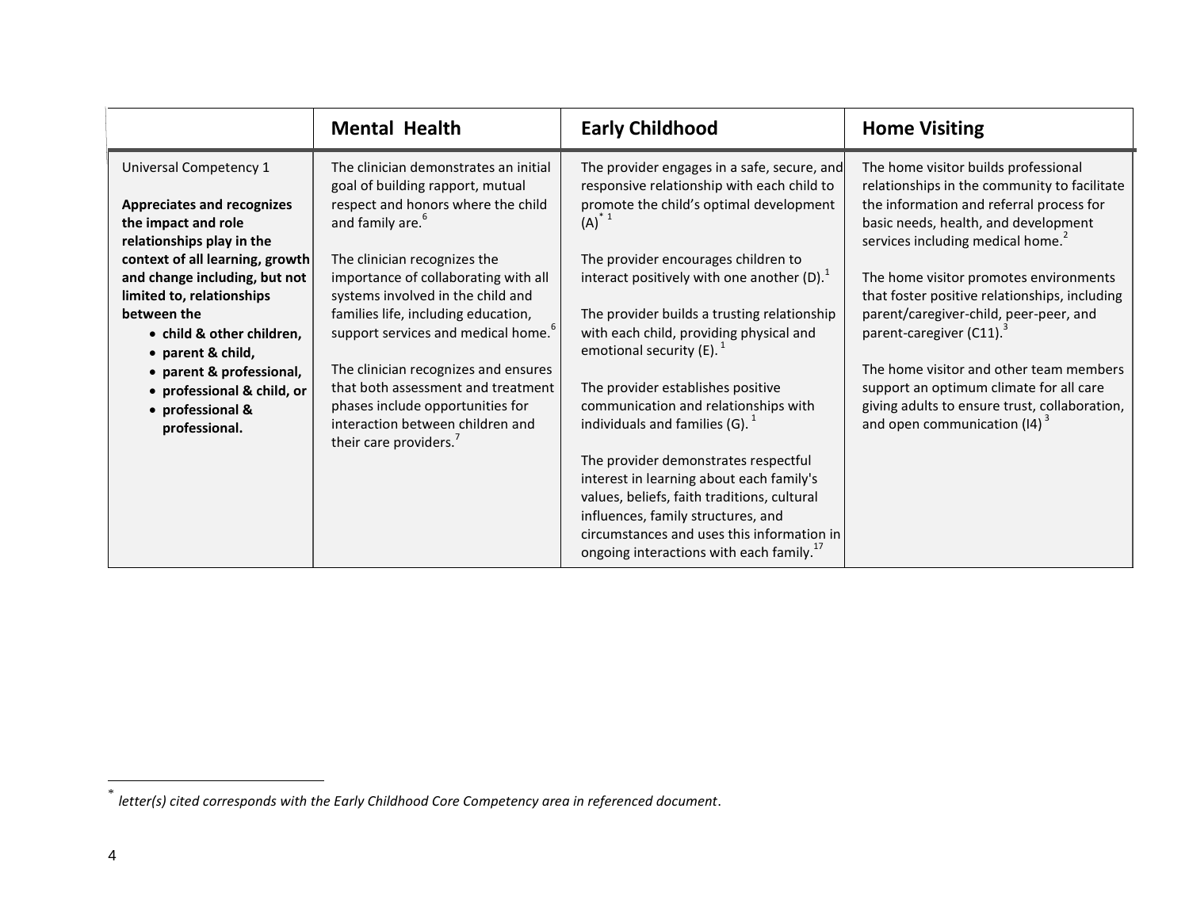| | Mental Health | Early Childhood | Home Visiting |
|---|---|---|---|
| Universal Competency 1<br><br>**Appreciates and recognizes the impact and role relationships play in the context of all learning, growth and change including, but not limited to, relationships between the**<br>• **child & other children,**<br>• **parent & child,**<br>• **parent & professional,**<br>• **professional & child, or**<br>• **professional & professional.** | The clinician demonstrates an initial goal of building rapport, mutual respect and honors where the child and family are.[6]<br><br>The clinician recognizes the importance of collaborating with all systems involved in the child and families life, including education, support services and medical home.[6]<br><br>The clinician recognizes and ensures that both assessment and treatment phases include opportunities for interaction between children and their care providers.[7] | The provider engages in a safe, secure, and responsive relationship with each child to promote the child's optimal development (A)[*] [1]<br><br>The provider encourages children to interact positively with one another (D).[1]<br><br>The provider builds a trusting relationship with each child, providing physical and emotional security (E).[1]<br><br>The provider establishes positive communication and relationships with individuals and families (G).[1]<br><br>The provider demonstrates respectful interest in learning about each family's values, beliefs, faith traditions, cultural influences, family structures, and circumstances and uses this information in ongoing interactions with each family.[17] | The home visitor builds professional relationships in the community to facilitate the information and referral process for basic needs, health, and development services including medical home.[2]<br><br>The home visitor promotes environments that foster positive relationships, including parent/caregiver-child, peer-peer, and parent-caregiver (C11).[3]<br><br>The home visitor and other team members support an optimum climate for all care giving adults to ensure trust, collaboration, and open communication (I4)[3] |

[*] *letter(s) cited corresponds with the Early Childhood Core Competency area in referenced document*.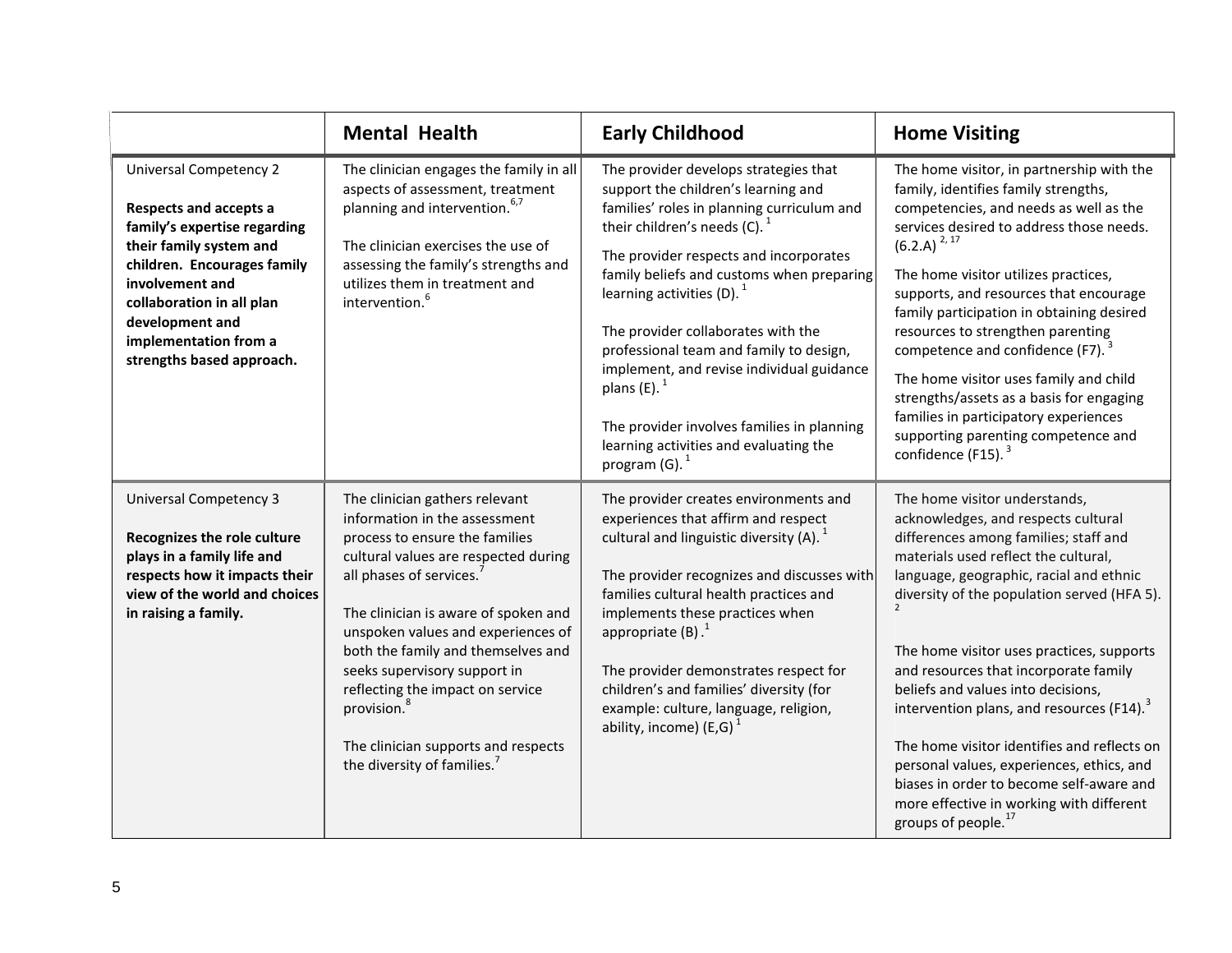| | Mental Health | Early Childhood | Home Visiting |
|---|---|---|---|
| Universal Competency 2<br><br>**Respects and accepts a family's expertise regarding their family system and children. Encourages family involvement and collaboration in all plan development and implementation from a strengths based approach.** | The clinician engages the family in all aspects of assessment, treatment planning and intervention.[6,7]<br><br>The clinician exercises the use of assessing the family's strengths and utilizes them in treatment and intervention.[6] | The provider develops strategies that support the children's learning and families' roles in planning curriculum and their children's needs (C).[1]<br><br>The provider respects and incorporates family beliefs and customs when preparing learning activities (D).[1]<br><br>The provider collaborates with the professional team and family to design, implement, and revise individual guidance plans (E).[1]<br><br>The provider involves families in planning learning activities and evaluating the program (G).[1] | The home visitor, in partnership with the family, identifies family strengths, competencies, and needs as well as the services desired to address those needs. (6.2.A)[2, 17]<br><br>The home visitor utilizes practices, supports, and resources that encourage family participation in obtaining desired resources to strengthen parenting competence and confidence (F7).[3]<br><br>The home visitor uses family and child strengths/assets as a basis for engaging families in participatory experiences supporting parenting competence and confidence (F15).[3] |
| Universal Competency 3<br><br>**Recognizes the role culture plays in a family life and respects how it impacts their view of the world and choices in raising a family.** | The clinician gathers relevant information in the assessment process to ensure the families cultural values are respected during all phases of services.[7]<br><br>The clinician is aware of spoken and unspoken values and experiences of both the family and themselves and seeks supervisory support in reflecting the impact on service provision.[8]<br><br>The clinician supports and respects the diversity of families.[7] | The provider creates environments and experiences that affirm and respect cultural and linguistic diversity (A).[1]<br><br>The provider recognizes and discusses with families cultural health practices and implements these practices when appropriate (B).[1]<br><br>The provider demonstrates respect for children's and families' diversity (for example: culture, language, religion, ability, income) (E,G)[1] | The home visitor understands, acknowledges, and respects cultural differences among families; staff and materials used reflect the cultural, language, geographic, racial and ethnic diversity of the population served (HFA 5).[2]<br><br>The home visitor uses practices, supports and resources that incorporate family beliefs and values into decisions, intervention plans, and resources (F14).[3]<br><br>The home visitor identifies and reflects on personal values, experiences, ethics, and biases in order to become self-aware and more effective in working with different groups of people.[17] |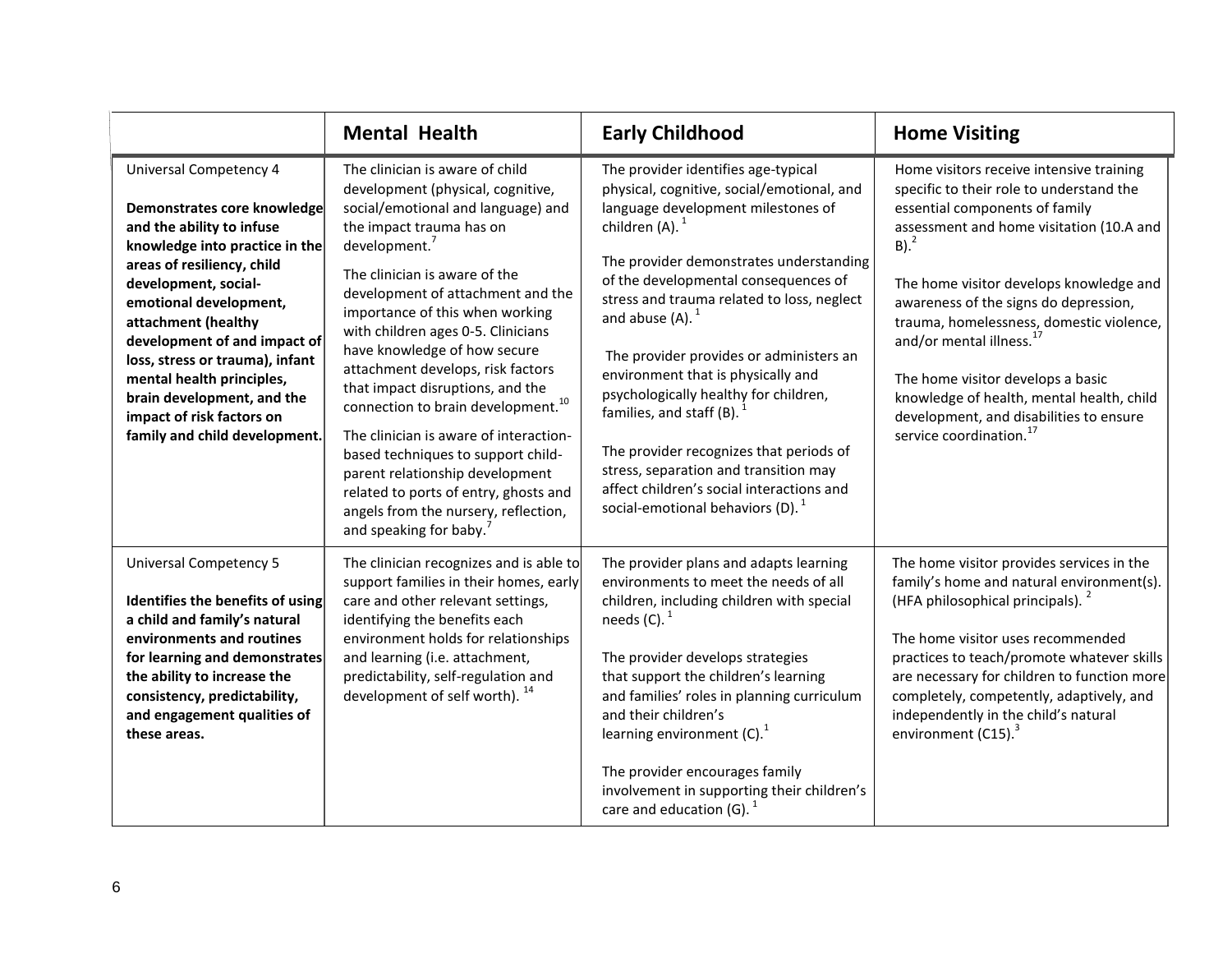| | Mental Health | Early Childhood | Home Visiting |
|---|---|---|---|
| Universal Competency 4<br><br>**Demonstrates core knowledge and the ability to infuse knowledge into practice in the areas of resiliency, child development, social-emotional development, attachment (healthy development of and impact of loss, stress or trauma), infant mental health principles, brain development, and the impact of risk factors on family and child development.** | The clinician is aware of child development (physical, cognitive, social/emotional and language) and the impact trauma has on development.[7]<br><br>The clinician is aware of the development of attachment and the importance of this when working with children ages 0-5. Clinicians have knowledge of how secure attachment develops, risk factors that impact disruptions, and the connection to brain development.[10]<br><br>The clinician is aware of interaction-based techniques to support child-parent relationship development related to ports of entry, ghosts and angels from the nursery, reflection, and speaking for baby.[7] | The provider identifies age-typical physical, cognitive, social/emotional, and language development milestones of children (A).[1]<br><br>The provider demonstrates understanding of the developmental consequences of stress and trauma related to loss, neglect and abuse (A).[1]<br><br>The provider provides or administers an environment that is physically and psychologically healthy for children, families, and staff (B).[1]<br><br>The provider recognizes that periods of stress, separation and transition may affect children's social interactions and social-emotional behaviors (D).[1] | Home visitors receive intensive training specific to their role to understand the essential components of family assessment and home visitation (10.A and B).[2]<br><br>The home visitor develops knowledge and awareness of the signs do depression, trauma, homelessness, domestic violence, and/or mental illness.[17]<br><br>The home visitor develops a basic knowledge of health, mental health, child development, and disabilities to ensure service coordination.[17] |
| Universal Competency 5<br><br>**Identifies the benefits of using a child and family's natural environments and routines for learning and demonstrates the ability to increase the consistency, predictability, and engagement qualities of these areas.** | The clinician recognizes and is able to support families in their homes, early care and other relevant settings, identifying the benefits each environment holds for relationships and learning (i.e. attachment, predictability, self-regulation and development of self worth).[14] | The provider plans and adapts learning environments to meet the needs of all children, including children with special needs (C).[1]<br><br>The provider develops strategies that support the children's learning and families' roles in planning curriculum and their children's learning environment (C).[1]<br><br>The provider encourages family involvement in supporting their children's care and education (G).[1] | The home visitor provides services in the family's home and natural environment(s). (HFA philosophical principals).[2]<br><br>The home visitor uses recommended practices to teach/promote whatever skills are necessary for children to function more completely, competently, adaptively, and independently in the child's natural environment (C15).[3] |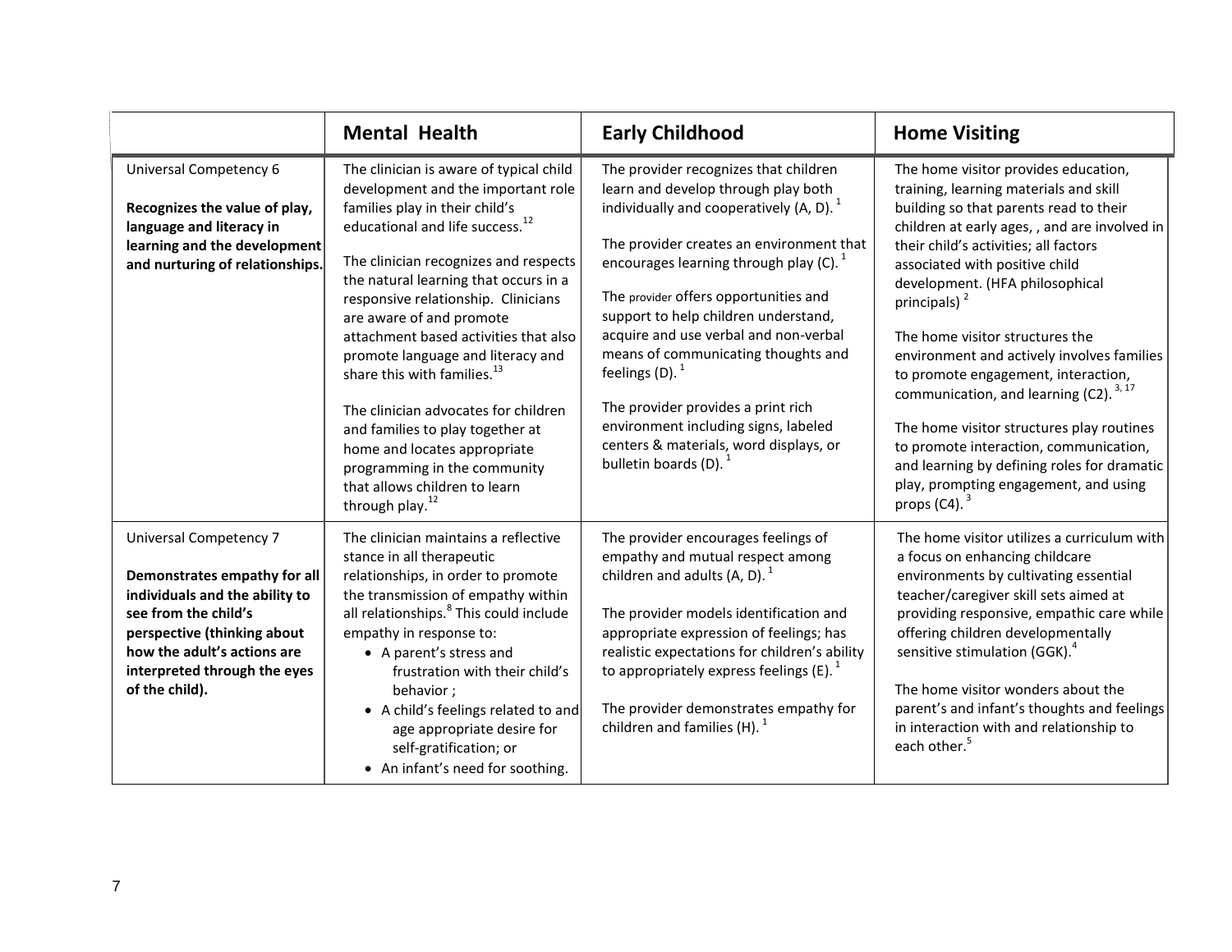| | Mental Health | Early Childhood | Home Visiting |
|---|---|---|---|
| Universal Competency 6<br><br>**Recognizes the value of play, language and literacy in learning and the development and nurturing of relationships.** | The clinician is aware of typical child development and the important role families play in their child's educational and life success.[12]<br><br>The clinician recognizes and respects the natural learning that occurs in a responsive relationship. Clinicians are aware of and promote attachment based activities that also promote language and literacy and share this with families.[13]<br><br>The clinician advocates for children and families to play together at home and locates appropriate programming in the community that allows children to learn through play.[12] | The provider recognizes that children learn and develop through play both individually and cooperatively (A, D).[1]<br><br>The provider creates an environment that encourages learning through play (C).[1]<br><br>The provider offers opportunities and support to help children understand, acquire and use verbal and non-verbal means of communicating thoughts and feelings (D).[1]<br><br>The provider provides a print rich environment including signs, labeled centers & materials, word displays, or bulletin boards (D).[1] | The home visitor provides education, training, learning materials and skill building so that parents read to their children at early ages, , and are involved in their child's activities; all factors associated with positive child development. (HFA philosophical principals)[2]<br><br>The home visitor structures the environment and actively involves families to promote engagement, interaction, communication, and learning (C2).[3, 17]<br><br>The home visitor structures play routines to promote interaction, communication, and learning by defining roles for dramatic play, prompting engagement, and using props (C4).[3] |
| Universal Competency 7<br><br>**Demonstrates empathy for all individuals and the ability to see from the child's perspective (thinking about how the adult's actions are interpreted through the eyes of the child).** | The clinician maintains a reflective stance in all therapeutic relationships, in order to promote the transmission of empathy within all relationships.[8] This could include empathy in response to:<br>• A parent's stress and frustration with their child's behavior ;<br>• A child's feelings related to and age appropriate desire for self-gratification; or<br>• An infant's need for soothing. | The provider encourages feelings of empathy and mutual respect among children and adults (A, D).[1]<br><br>The provider models identification and appropriate expression of feelings; has realistic expectations for children's ability to appropriately express feelings (E).[1]<br><br>The provider demonstrates empathy for children and families (H).[1] | The home visitor utilizes a curriculum with a focus on enhancing childcare environments by cultivating essential teacher/caregiver skill sets aimed at providing responsive, empathic care while offering children developmentally sensitive stimulation (GGK).[4]<br><br>The home visitor wonders about the parent's and infant's thoughts and feelings in interaction with and relationship to each other.[5] |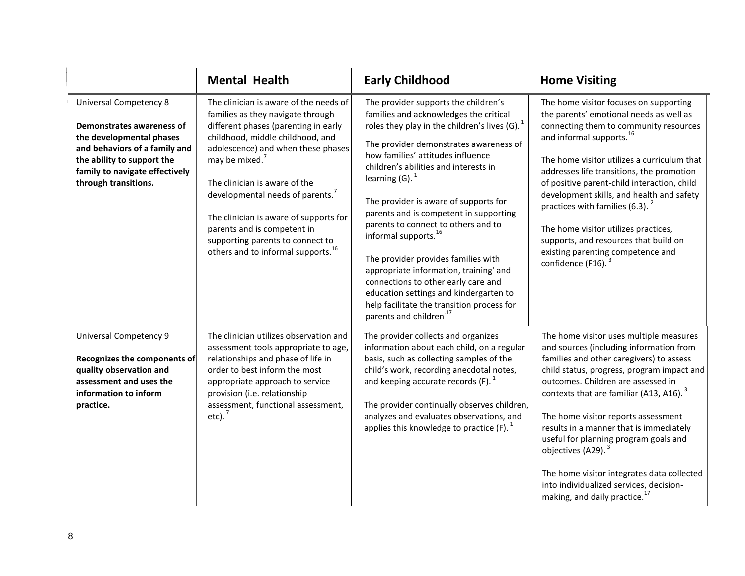|  | Mental Health | Early Childhood | Home Visiting |
|---|---|---|---|
| Universal Competency 8<br><br>**Demonstrates awareness of the developmental phases and behaviors of a family and the ability to support the family to navigate effectively through transitions.** | The clinician is aware of the needs of families as they navigate through different phases (parenting in early childhood, middle childhood, and adolescence) and when these phases may be mixed.[7]<br><br>The clinician is aware of the developmental needs of parents.[7]<br><br>The clinician is aware of supports for parents and is competent in supporting parents to connect to others and to informal supports.[16] | The provider supports the children's families and acknowledges the critical roles they play in the children's lives (G).[1]<br><br>The provider demonstrates awareness of how families' attitudes influence children's abilities and interests in learning (G).[1]<br><br>The provider is aware of supports for parents and is competent in supporting parents to connect to others and to informal supports.[16]<br><br>The provider provides families with appropriate information, training' and connections to other early care and education settings and kindergarten to help facilitate the transition process for parents and children.[17] | The home visitor focuses on supporting the parents' emotional needs as well as connecting them to community resources and informal supports.[16]<br><br>The home visitor utilizes a curriculum that addresses life transitions, the promotion of positive parent-child interaction, child development skills, and health and safety practices with families (6.3).[2]<br><br>The home visitor utilizes practices, supports, and resources that build on existing parenting competence and confidence (F16).[3] |
| Universal Competency 9<br><br>**Recognizes the components of quality observation and assessment and uses the information to inform practice.** | The clinician utilizes observation and assessment tools appropriate to age, relationships and phase of life in order to best inform the most appropriate approach to service provision (i.e. relationship assessment, functional assessment, etc).[7] | The provider collects and organizes information about each child, on a regular basis, such as collecting samples of the child's work, recording anecdotal notes, and keeping accurate records (F).[1]<br><br>The provider continually observes children, analyzes and evaluates observations, and applies this knowledge to practice (F).[1] | The home visitor uses multiple measures and sources (including information from families and other caregivers) to assess child status, progress, program impact and outcomes. Children are assessed in contexts that are familiar (A13, A16).[3]<br><br>The home visitor reports assessment results in a manner that is immediately useful for planning program goals and objectives (A29).[3]<br><br>The home visitor integrates data collected into individualized services, decision-making, and daily practice.[17] |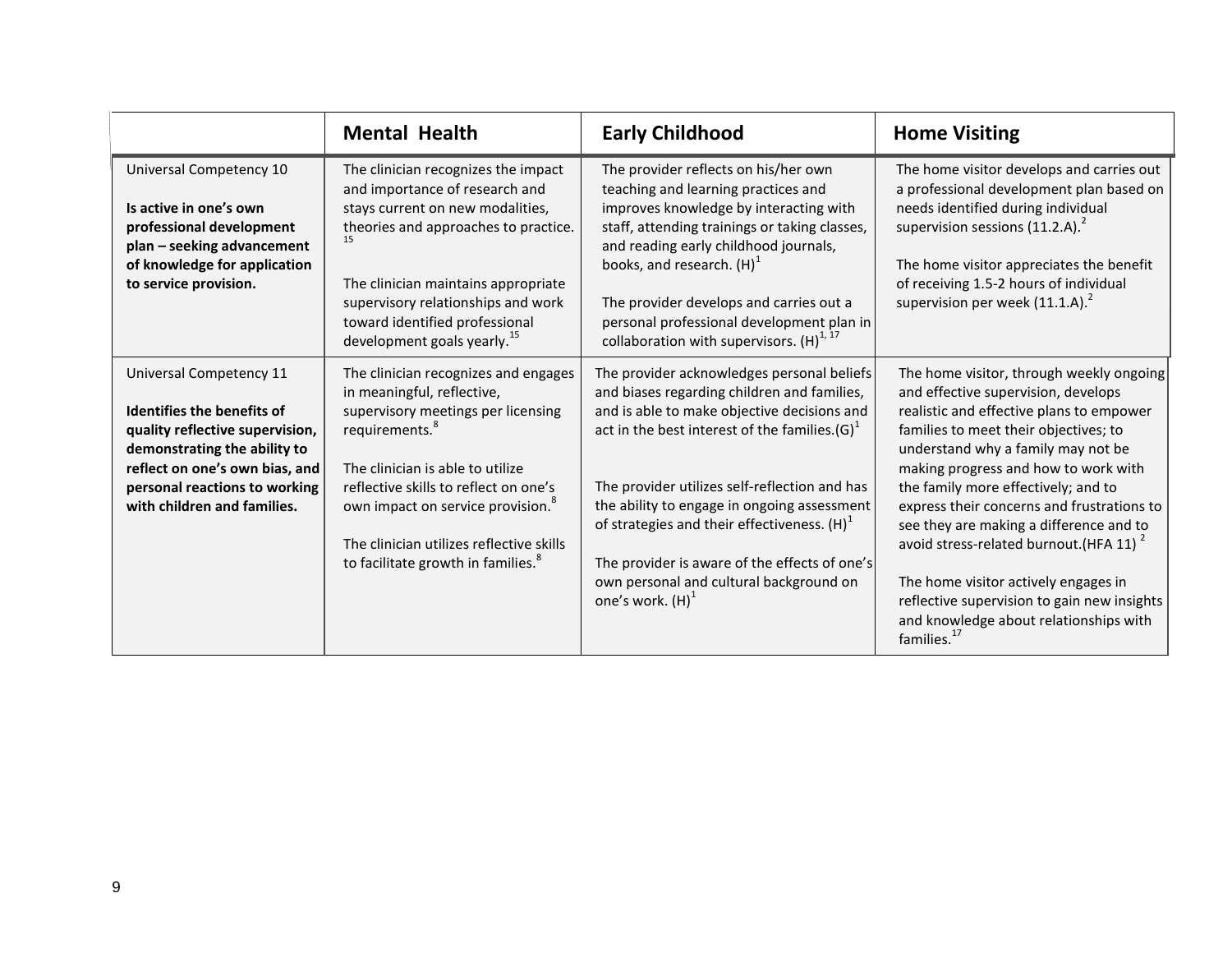| | Mental Health | Early Childhood | Home Visiting |
|---|---|---|---|
| Universal Competency 10<br><br>**Is active in one's own professional development plan – seeking advancement of knowledge for application to service provision.** | The clinician recognizes the impact and importance of research and stays current on new modalities, theories and approaches to practice.[15]<br><br>The clinician maintains appropriate supervisory relationships and work toward identified professional development goals yearly.[15] | The provider reflects on his/her own teaching and learning practices and improves knowledge by interacting with staff, attending trainings or taking classes, and reading early childhood journals, books, and research. (H)[1]<br><br>The provider develops and carries out a personal professional development plan in collaboration with supervisors. (H)[1, 17] | The home visitor develops and carries out a professional development plan based on needs identified during individual supervision sessions (11.2.A).[2]<br><br>The home visitor appreciates the benefit of receiving 1.5-2 hours of individual supervision per week (11.1.A).[2] |
| Universal Competency 11<br><br>**Identifies the benefits of quality reflective supervision, demonstrating the ability to reflect on one's own bias, and personal reactions to working with children and families.** | The clinician recognizes and engages in meaningful, reflective, supervisory meetings per licensing requirements.[8]<br><br>The clinician is able to utilize reflective skills to reflect on one's own impact on service provision.[8]<br><br>The clinician utilizes reflective skills to facilitate growth in families.[8] | The provider acknowledges personal beliefs and biases regarding children and families, and is able to make objective decisions and act in the best interest of the families.(G)[1]<br><br>The provider utilizes self-reflection and has the ability to engage in ongoing assessment of strategies and their effectiveness. (H)[1]<br><br>The provider is aware of the effects of one's own personal and cultural background on one's work. (H)[1] | The home visitor, through weekly ongoing and effective supervision, develops realistic and effective plans to empower families to meet their objectives; to understand why a family may not be making progress and how to work with the family more effectively; and to express their concerns and frustrations to see they are making a difference and to avoid stress-related burnout.(HFA 11)[2]<br><br>The home visitor actively engages in reflective supervision to gain new insights and knowledge about relationships with families.[17] |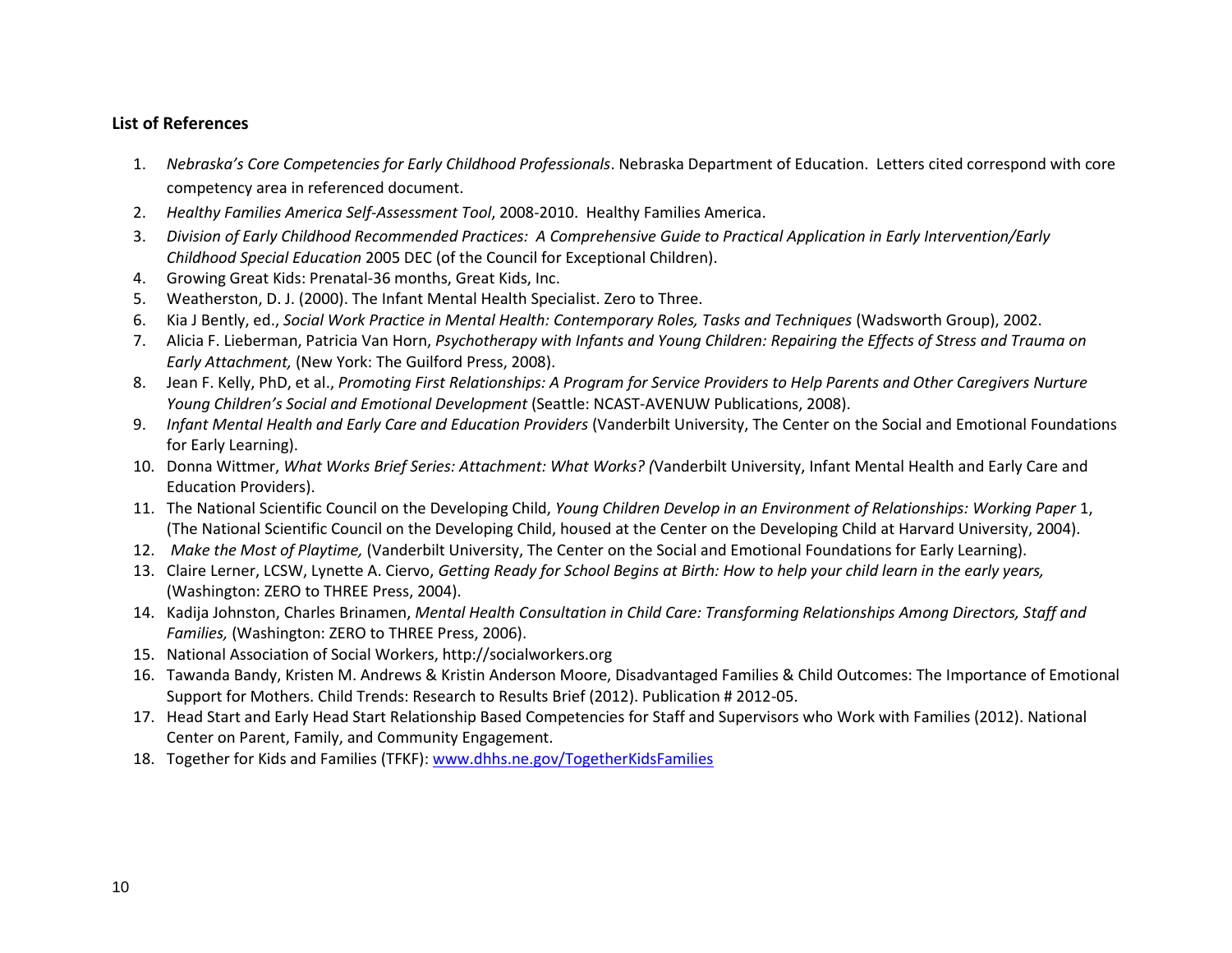**List of References**

1. *Nebraska's Core Competencies for Early Childhood Professionals*. Nebraska Department of Education. Letters cited correspond with core competency area in referenced document.
2. *Healthy Families America Self-Assessment Tool*, 2008-2010. Healthy Families America.
3. *Division of Early Childhood Recommended Practices: A Comprehensive Guide to Practical Application in Early Intervention/Early Childhood Special Education* 2005 DEC (of the Council for Exceptional Children).
4. Growing Great Kids: Prenatal-36 months, Great Kids, Inc.
5. Weatherston, D. J. (2000). The Infant Mental Health Specialist. Zero to Three.
6. Kia J Bently, ed., *Social Work Practice in Mental Health: Contemporary Roles, Tasks and Techniques* (Wadsworth Group), 2002.
7. Alicia F. Lieberman, Patricia Van Horn, *Psychotherapy with Infants and Young Children: Repairing the Effects of Stress and Trauma on Early Attachment,* (New York: The Guilford Press, 2008).
8. Jean F. Kelly, PhD, et al., *Promoting First Relationships: A Program for Service Providers to Help Parents and Other Caregivers Nurture Young Children's Social and Emotional Development* (Seattle: NCAST-AVENUW Publications, 2008).
9. *Infant Mental Health and Early Care and Education Providers* (Vanderbilt University, The Center on the Social and Emotional Foundations for Early Learning).
10. Donna Wittmer, *What Works Brief Series: Attachment: What Works? (*Vanderbilt University, Infant Mental Health and Early Care and Education Providers).
11. The National Scientific Council on the Developing Child, *Young Children Develop in an Environment of Relationships: Working Paper* 1, (The National Scientific Council on the Developing Child, housed at the Center on the Developing Child at Harvard University, 2004).
12. *Make the Most of Playtime,* (Vanderbilt University, The Center on the Social and Emotional Foundations for Early Learning).
13. Claire Lerner, LCSW, Lynette A. Ciervo, *Getting Ready for School Begins at Birth: How to help your child learn in the early years,* (Washington: ZERO to THREE Press, 2004).
14. Kadija Johnston, Charles Brinamen, *Mental Health Consultation in Child Care: Transforming Relationships Among Directors, Staff and Families,* (Washington: ZERO to THREE Press, 2006).
15. National Association of Social Workers, http://socialworkers.org
16. Tawanda Bandy, Kristen M. Andrews & Kristin Anderson Moore, Disadvantaged Families & Child Outcomes: The Importance of Emotional Support for Mothers. Child Trends: Research to Results Brief (2012). Publication # 2012-05.
17. Head Start and Early Head Start Relationship Based Competencies for Staff and Supervisors who Work with Families (2012). National Center on Parent, Family, and Community Engagement.
18. Together for Kids and Families (TFKF): www.dhhs.ne.gov/TogetherKidsFamilies